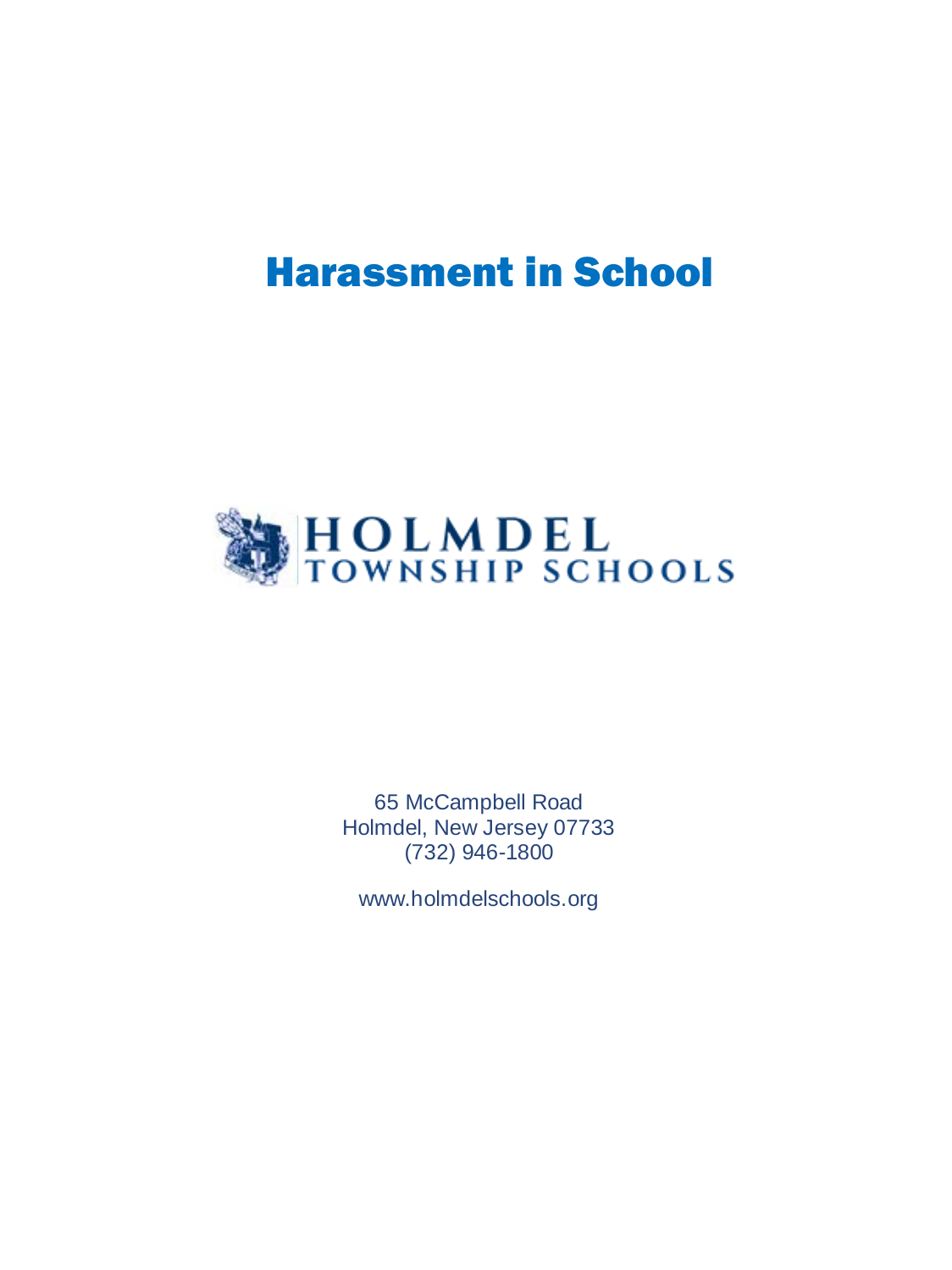# Harassment in School

HOLMDEL
TOWNSHIP SCHOOLS

65 McCampbell Road
Holmdel, New Jersey 07733
(732) 946-1800

www.holmdelschools.org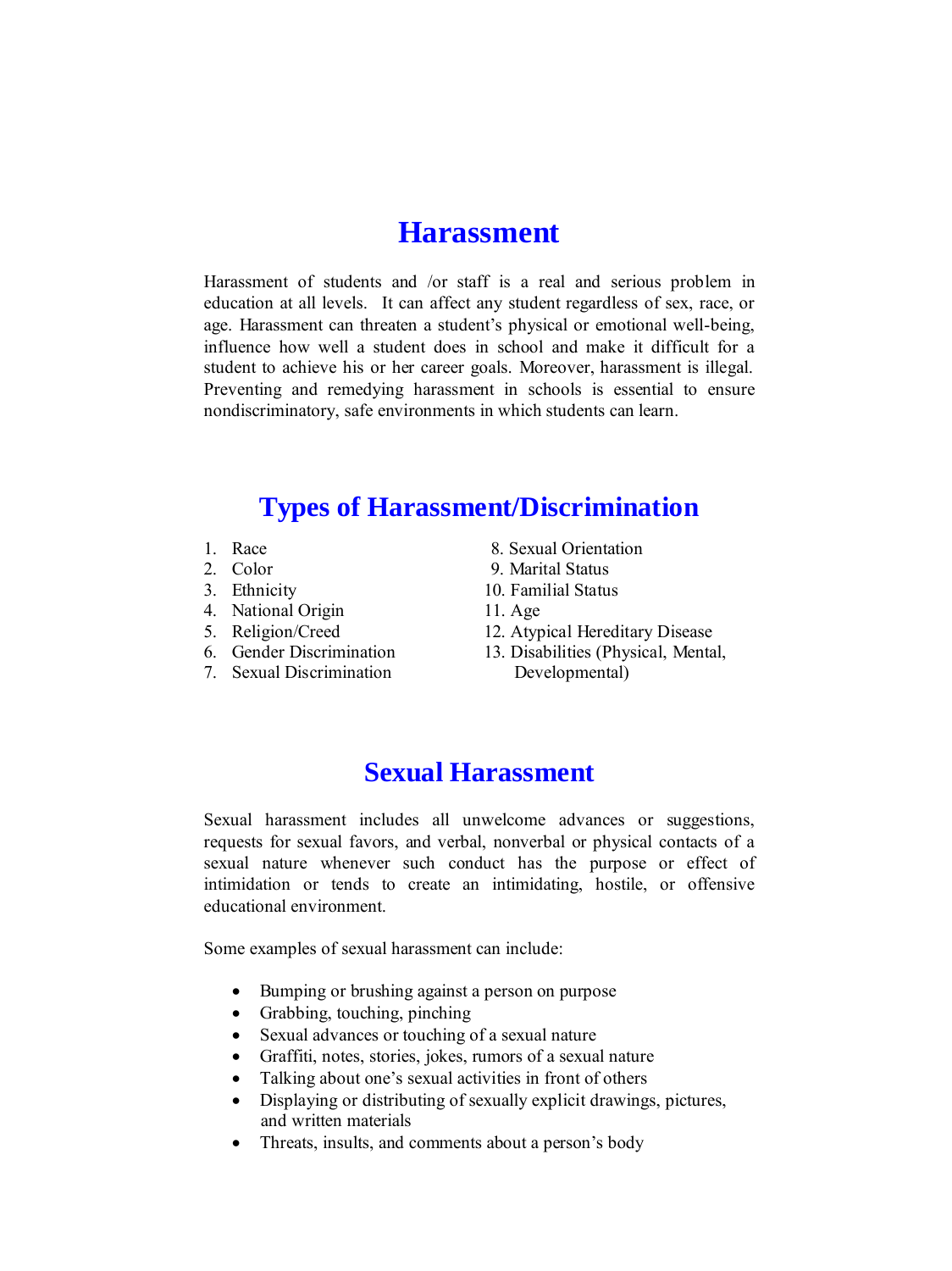# Harassment

Harassment of students and /or staff is a real and serious problem in education at all levels. It can affect any student regardless of sex, race, or age. Harassment can threaten a student's physical or emotional well-being, influence how well a student does in school and make it difficult for a student to achieve his or her career goals. Moreover, harassment is illegal. Preventing and remedying harassment in schools is essential to ensure nondiscriminatory, safe environments in which students can learn.

# Types of Harassment/Discrimination

1. Race
2. Color
3. Ethnicity
4. National Origin
5. Religion/Creed
6. Gender Discrimination
7. Sexual Discrimination
8. Sexual Orientation
9. Marital Status
10. Familial Status
11. Age
12. Atypical Hereditary Disease
13. Disabilities (Physical, Mental, Developmental)

# Sexual Harassment

Sexual harassment includes all unwelcome advances or suggestions, requests for sexual favors, and verbal, nonverbal or physical contacts of a sexual nature whenever such conduct has the purpose or effect of intimidation or tends to create an intimidating, hostile, or offensive educational environment.

Some examples of sexual harassment can include:

- Bumping or brushing against a person on purpose
- Grabbing, touching, pinching
- Sexual advances or touching of a sexual nature
- Graffiti, notes, stories, jokes, rumors of a sexual nature
- Talking about one's sexual activities in front of others
- Displaying or distributing of sexually explicit drawings, pictures, and written materials
- Threats, insults, and comments about a person's body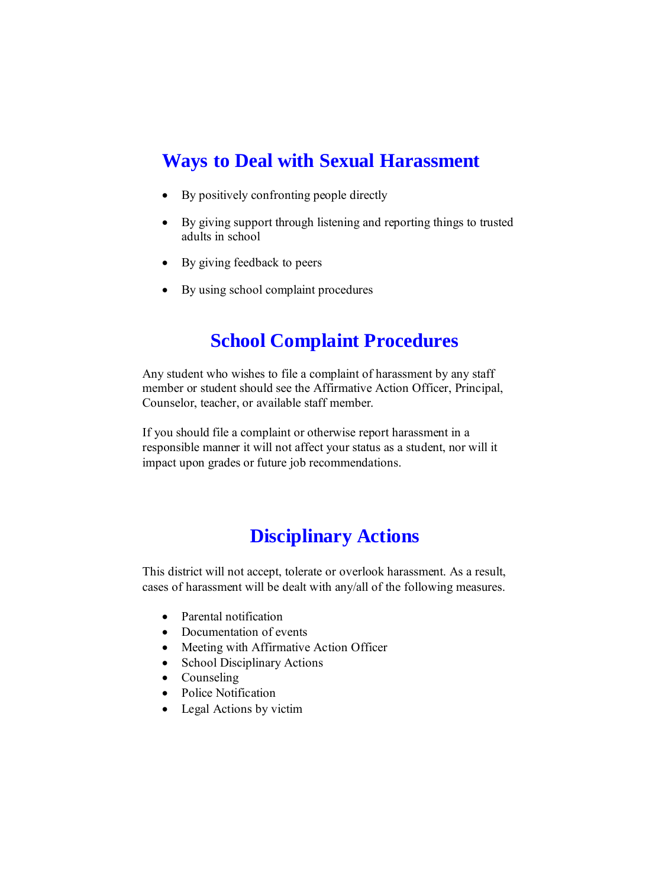## Ways to Deal with Sexual Harassment

- By positively confronting people directly
- By giving support through listening and reporting things to trusted adults in school
- By giving feedback to peers
- By using school complaint procedures

## School Complaint Procedures

Any student who wishes to file a complaint of harassment by any staff member or student should see the Affirmative Action Officer, Principal, Counselor, teacher, or available staff member.

If you should file a complaint or otherwise report harassment in a responsible manner it will not affect your status as a student, nor will it impact upon grades or future job recommendations.

## Disciplinary Actions

This district will not accept, tolerate or overlook harassment. As a result, cases of harassment will be dealt with any/all of the following measures.

- Parental notification
- Documentation of events
- Meeting with Affirmative Action Officer
- School Disciplinary Actions
- Counseling
- Police Notification
- Legal Actions by victim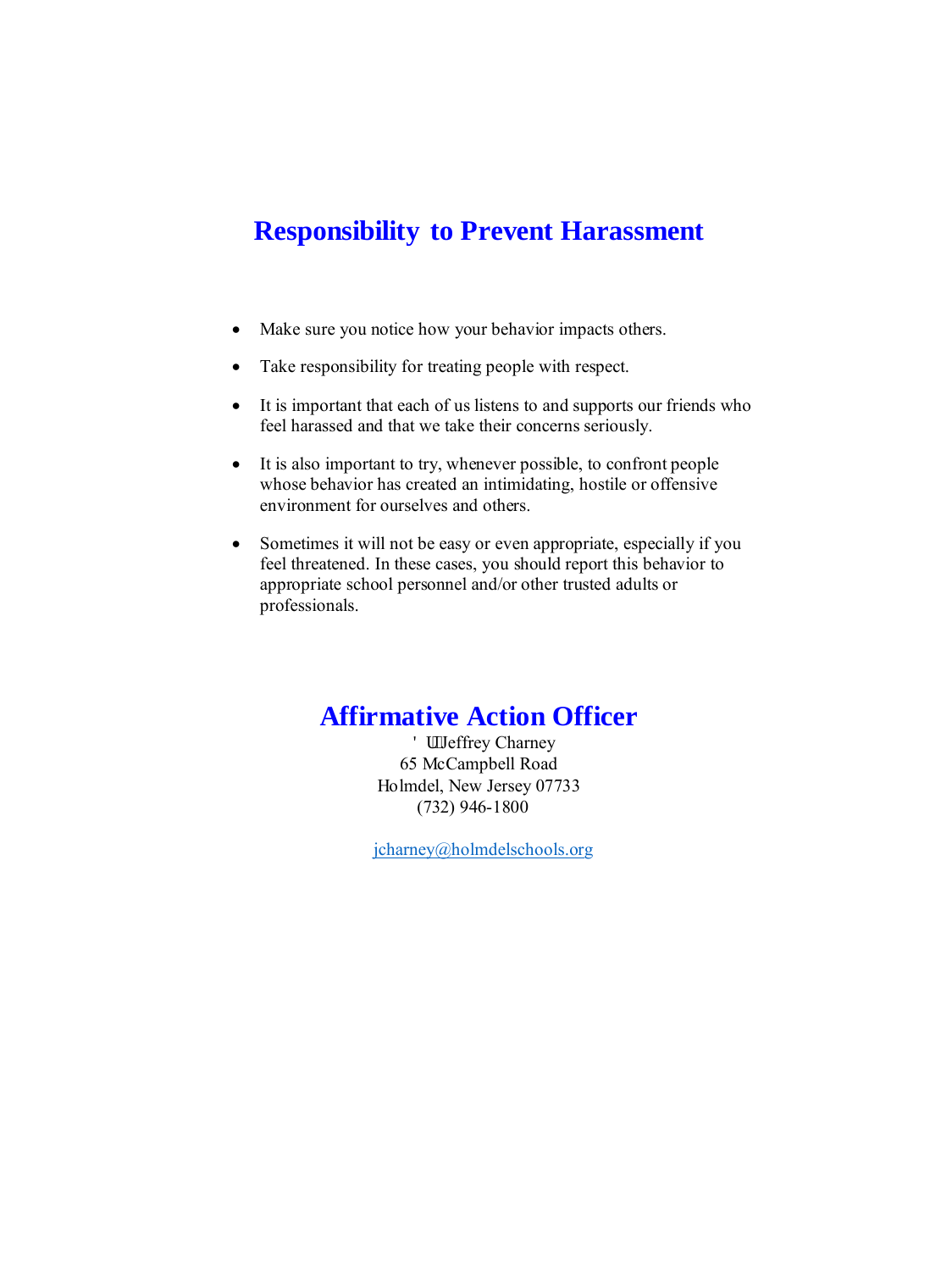# Responsibility to Prevent Harassment

- Make sure you notice how your behavior impacts others.
- Take responsibility for treating people with respect.
- It is important that each of us listens to and supports our friends who feel harassed and that we take their concerns seriously.
- It is also important to try, whenever possible, to confront people whose behavior has created an intimidating, hostile or offensive environment for ourselves and others.
- Sometimes it will not be easy or even appropriate, especially if you feel threatened. In these cases, you should report this behavior to appropriate school personnel and/or other trusted adults or professionals.

## Affirmative Action Officer

' ULJeffrey Charney
65 McCampbell Road
Holmdel, New Jersey 07733
(732) 946-1800

jcharney@holmdelschools.org